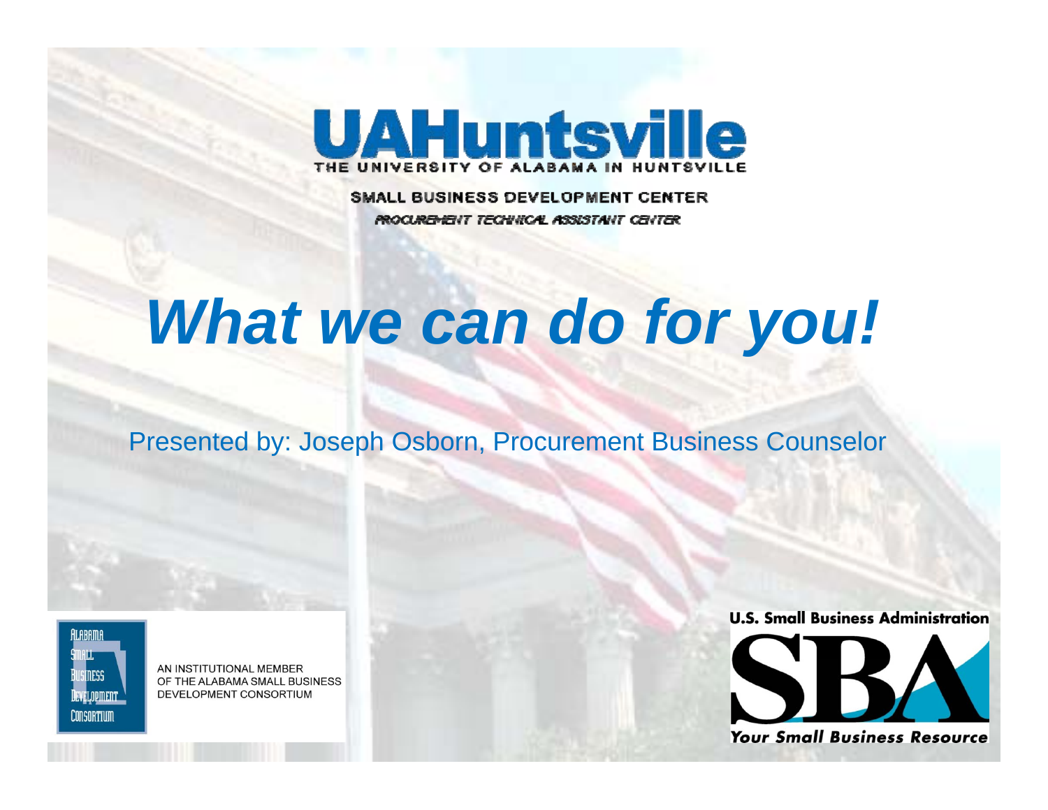UAHuntsville

THE UNIVERSITY OF ALABAMA IN HUNTSVILLE

SMALL BUSINESS DEVELOPMENT CENTER

PROCUREMENT TECHNICAL ASSISTANT CENTER

# *What we can do for you!*

Presented by: Joseph Osborn, Procurement Business Counselor

Alabama Small Business Development Consortium

AN INSTITUTIONAL MEMBER OF THE ALABAMA SMALL BUSINESS DEVELOPMENT CONSORTIUM

U.S. Small Business Administration

SBA

*Your Small Business Resource*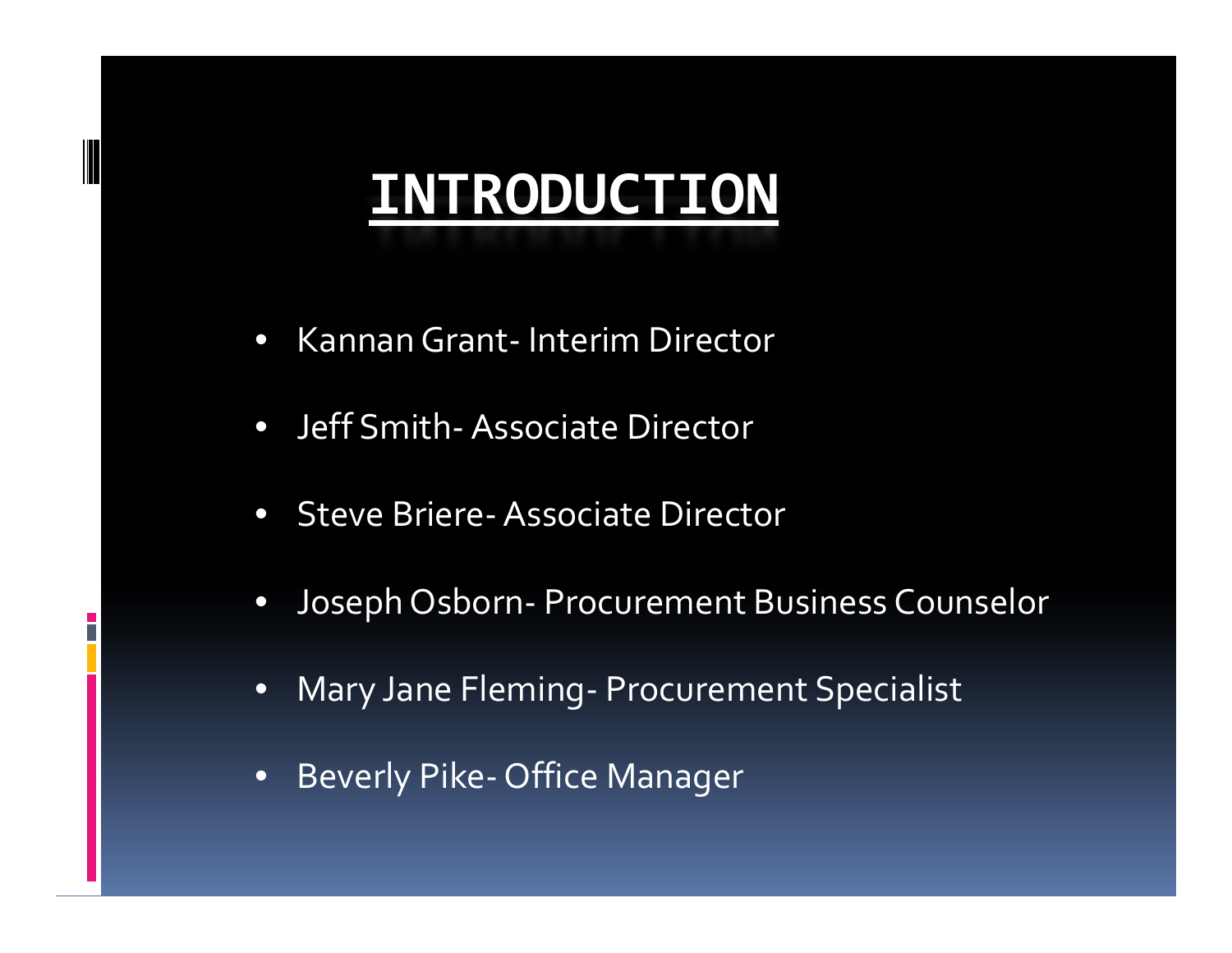# INTRODUCTION

- Kannan Grant- Interim Director
- Jeff Smith- Associate Director
- Steve Briere- Associate Director
- Joseph Osborn- Procurement Business Counselor
- Mary Jane Fleming- Procurement Specialist
- Beverly Pike- Office Manager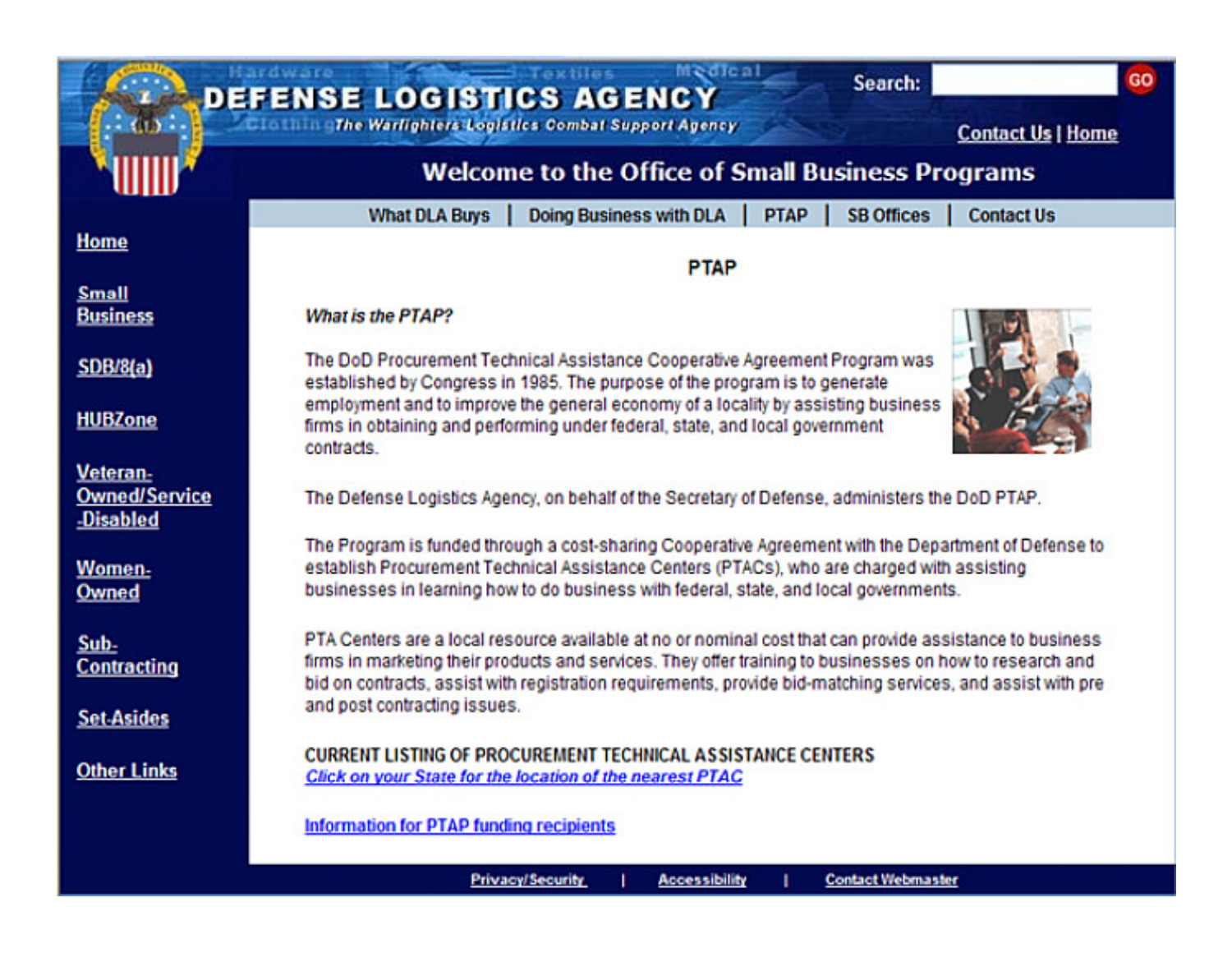# DEFENSE LOGISTICS AGENCY

*The Warfighters Logistics Combat Support Agency*

Search: GO

Contact Us | Home

## Welcome to the Office of Small Business Programs

What DLA Buys | Doing Business with DLA | PTAP | SB Offices | Contact Us

- Home
- Small Business
- SDB/8(a)
- HUBZone
- Veteran-Owned/Service-Disabled
- Women-Owned
- Sub-Contracting
- Set-Asides
- Other Links

### PTAP

*What is the PTAP?*

The DoD Procurement Technical Assistance Cooperative Agreement Program was established by Congress in 1985. The purpose of the program is to generate employment and to improve the general economy of a locality by assisting business firms in obtaining and performing under federal, state, and local government contracts.

The Defense Logistics Agency, on behalf of the Secretary of Defense, administers the DoD PTAP.

The Program is funded through a cost-sharing Cooperative Agreement with the Department of Defense to establish Procurement Technical Assistance Centers (PTACs), who are charged with assisting businesses in learning how to do business with federal, state, and local governments.

PTA Centers are a local resource available at no or nominal cost that can provide assistance to business firms in marketing their products and services. They offer training to businesses on how to research and bid on contracts, assist with registration requirements, provide bid-matching services, and assist with pre and post contracting issues.

CURRENT LISTING OF PROCUREMENT TECHNICAL ASSISTANCE CENTERS

*Click on your State for the location of the nearest PTAC*

Information for PTAP funding recipients

Privacy/Security | Accessibility | Contact Webmaster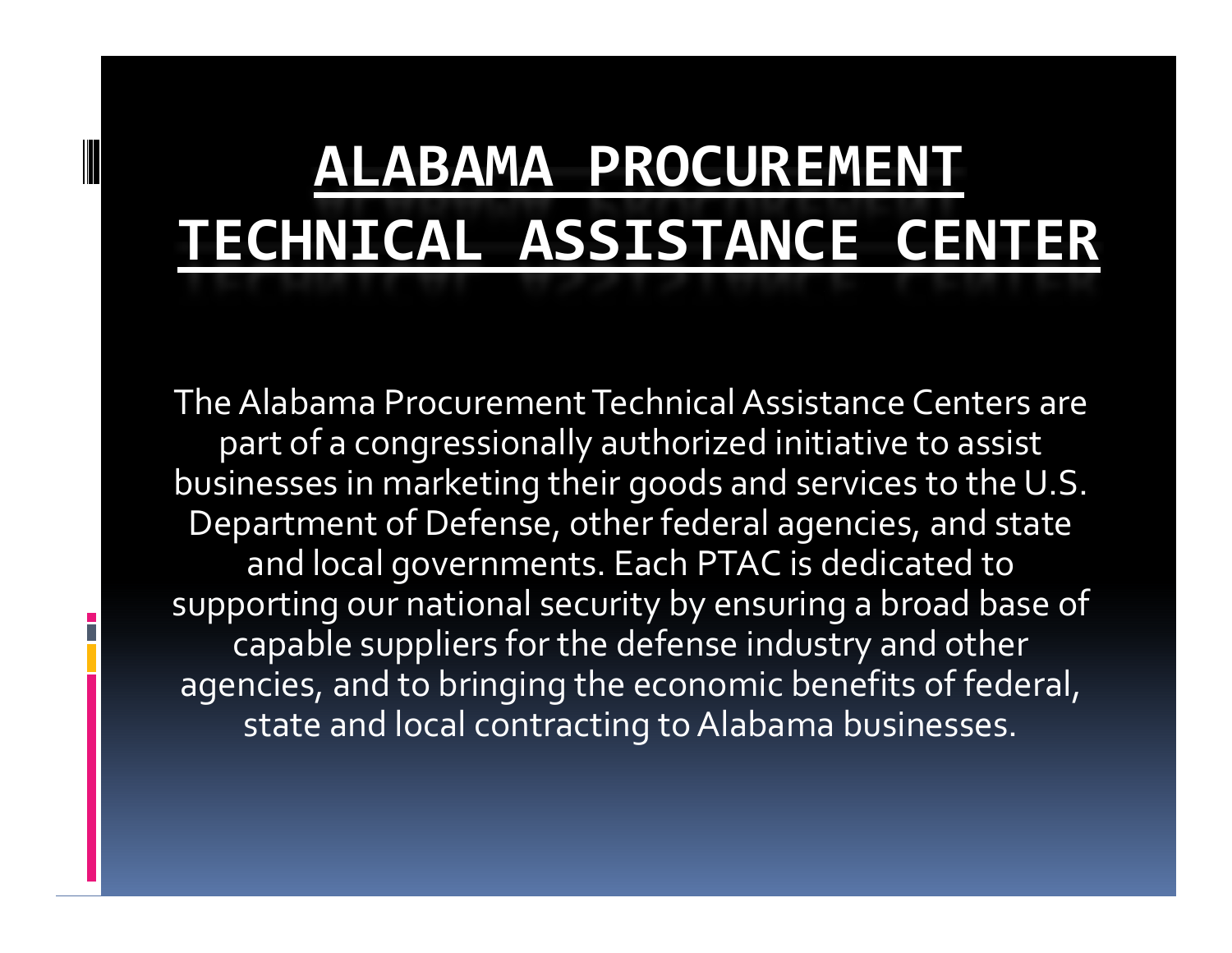# ALABAMA PROCUREMENT TECHNICAL ASSISTANCE CENTER

The Alabama Procurement Technical Assistance Centers are part of a congressionally authorized initiative to assist businesses in marketing their goods and services to the U.S. Department of Defense, other federal agencies, and state and local governments. Each PTAC is dedicated to supporting our national security by ensuring a broad base of capable suppliers for the defense industry and other agencies, and to bringing the economic benefits of federal, state and local contracting to Alabama businesses.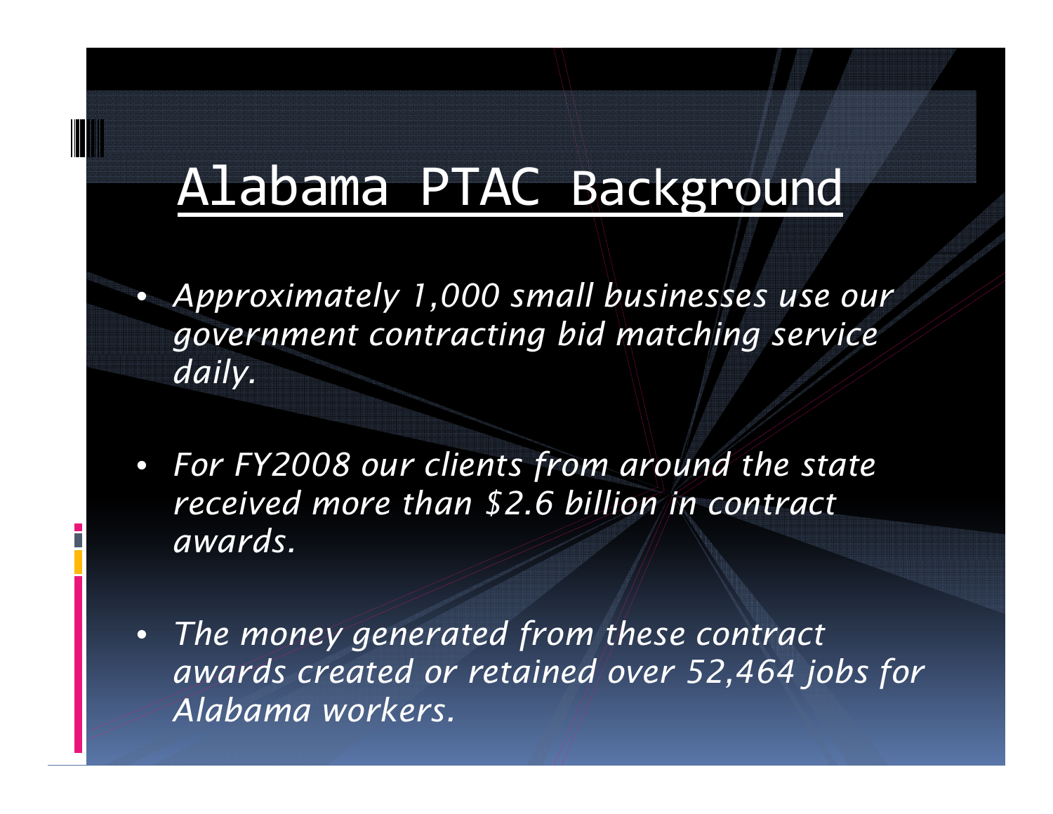# Alabama PTAC Background

- *Approximately 1,000 small businesses use our government contracting bid matching service daily.*
- *For FY2008 our clients from around the state received more than $2.6 billion in contract awards.*
- *The money generated from these contract awards created or retained over 52,464 jobs for Alabama workers.*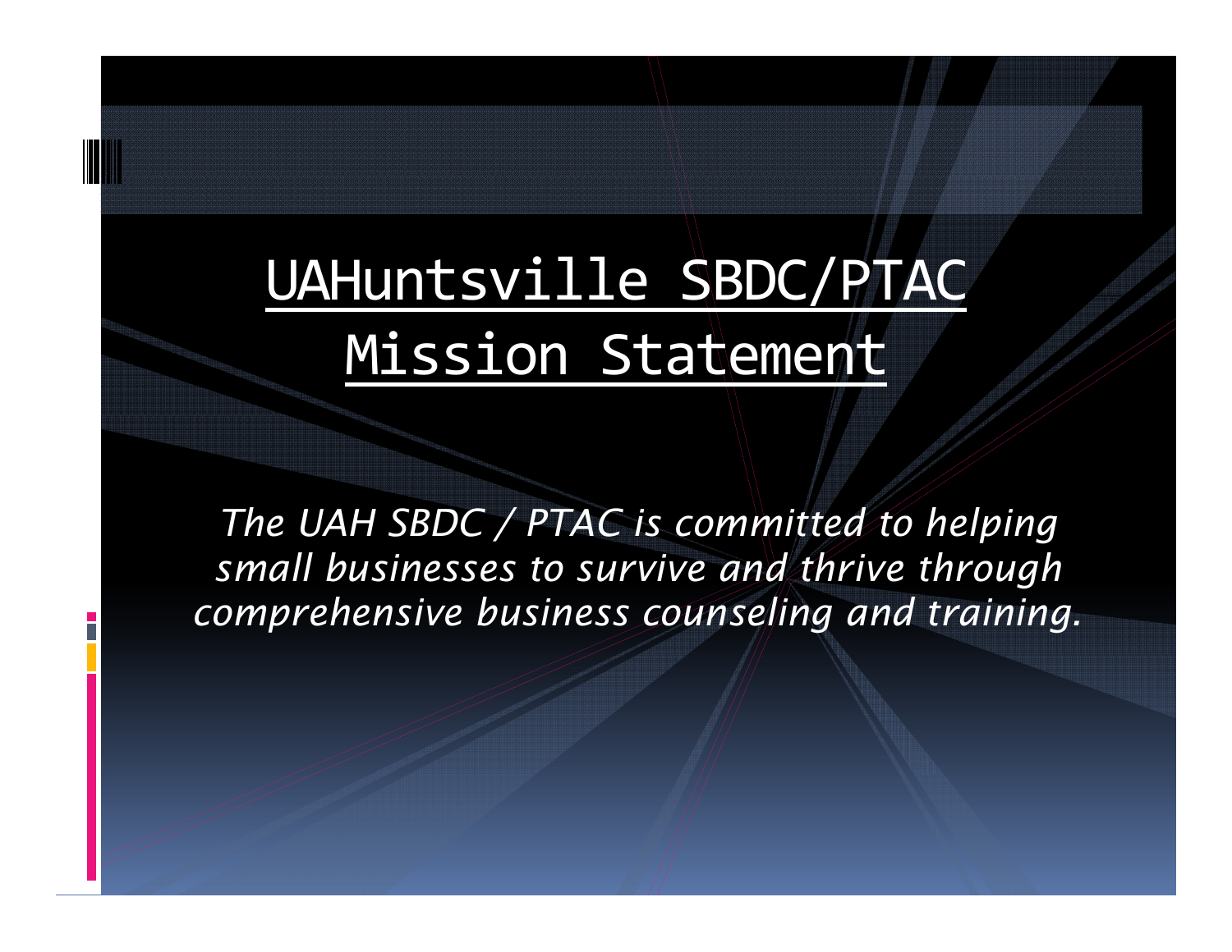# UAHuntsville SBDC/PTAC Mission Statement

*The UAH SBDC / PTAC is committed to helping small businesses to survive and thrive through comprehensive business counseling and training.*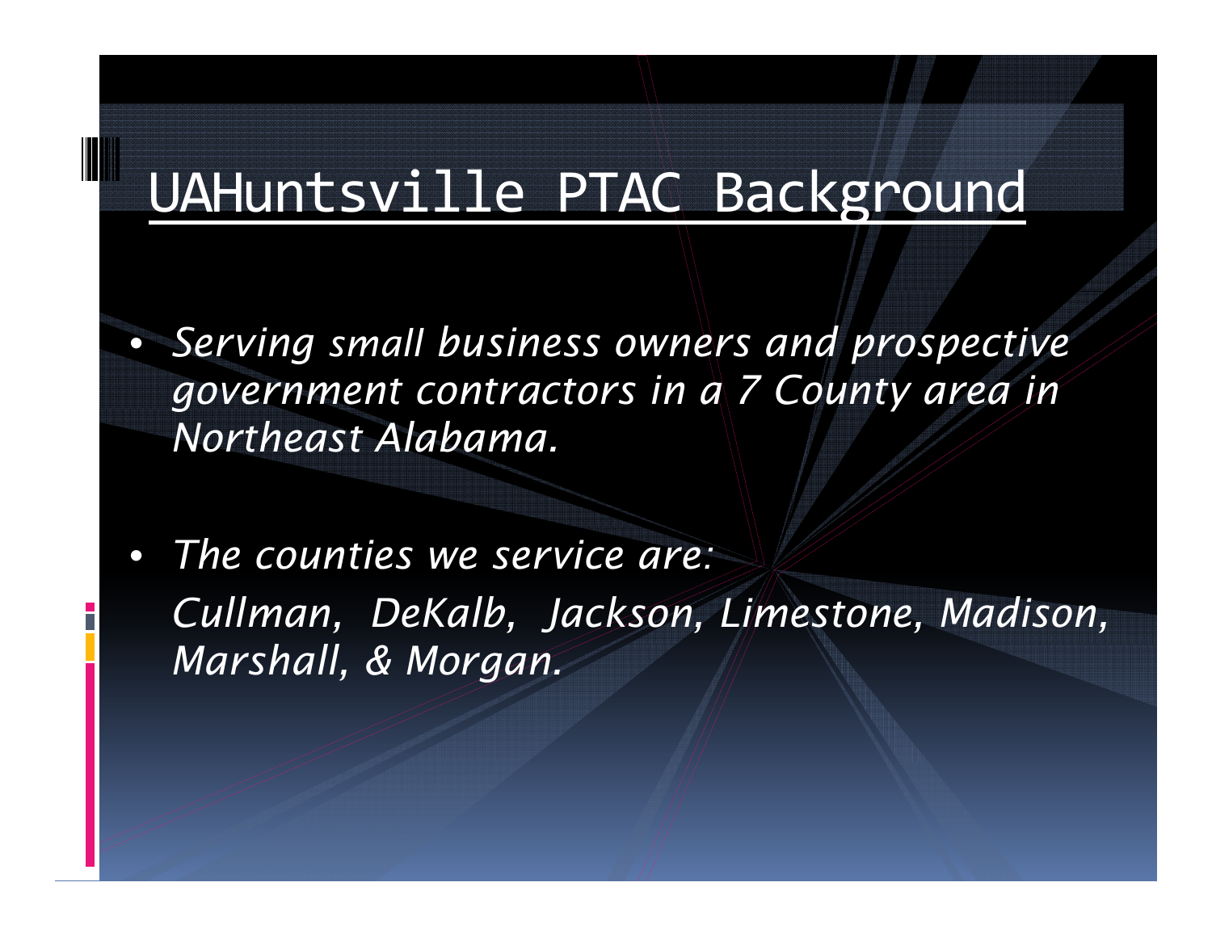# UAHuntsville PTAC Background

- *Serving small business owners and prospective government contractors in a 7 County area in Northeast Alabama.*

- *The counties we service are:*
  *Cullman, DeKalb, Jackson, Limestone, Madison, Marshall, & Morgan.*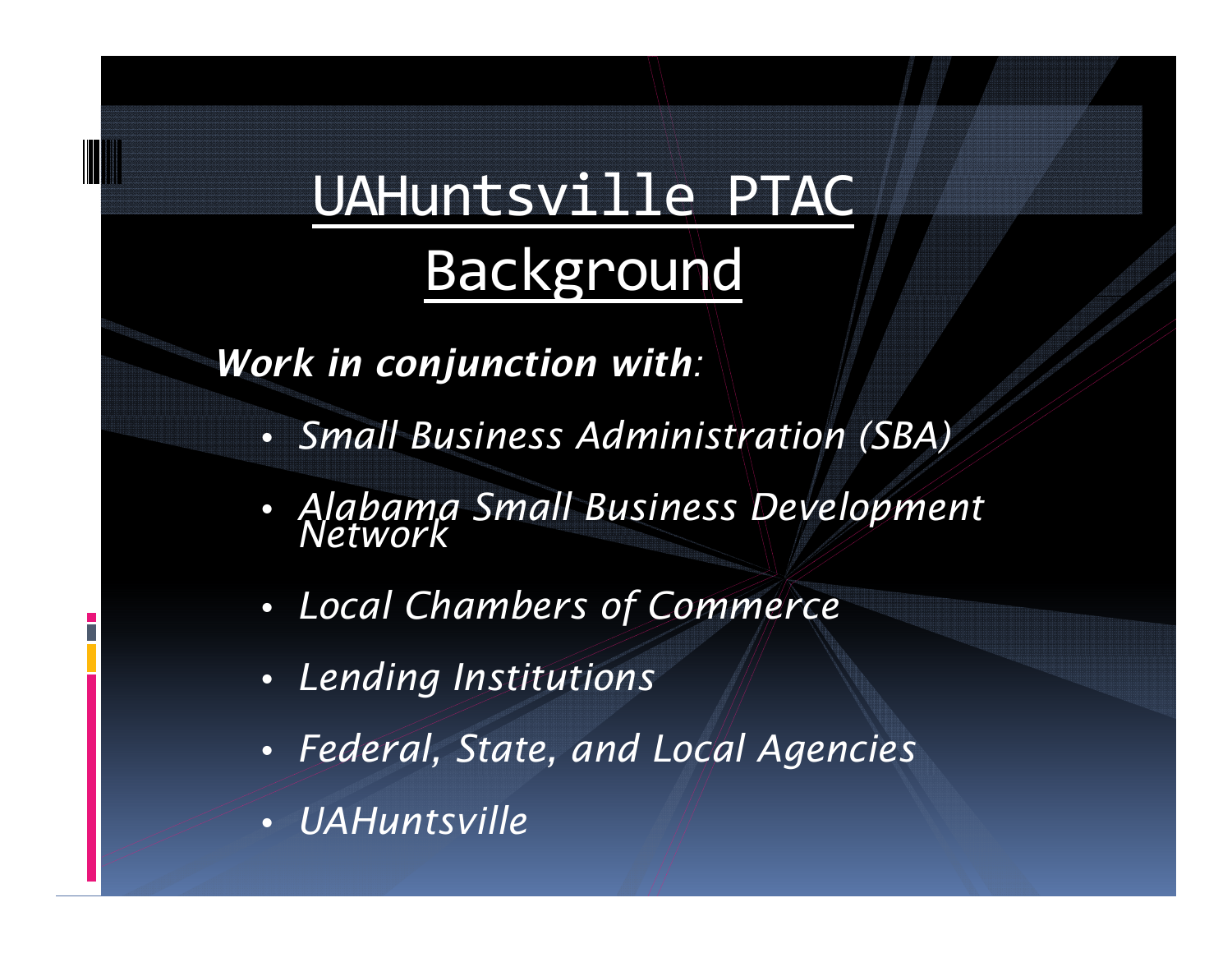# UAHuntsville PTAC Background

***Work in conjunction with***:

- *Small Business Administration (SBA)*
- *Alabama Small Business Development Network*
- *Local Chambers of Commerce*
- *Lending Institutions*
- *Federal, State, and Local Agencies*
- *UAHuntsville*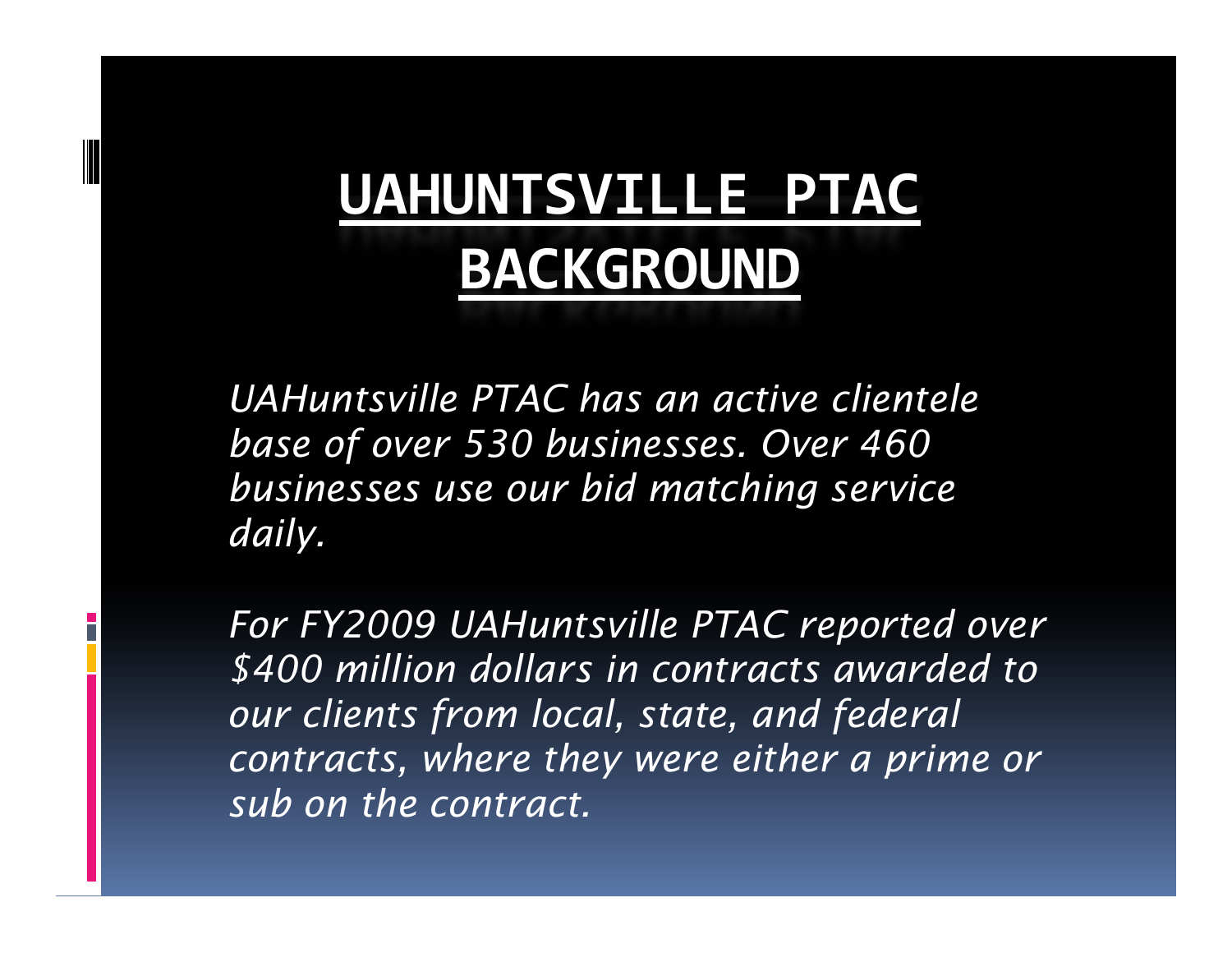# UAHUNTSVILLE PTAC BACKGROUND

*UAHuntsville PTAC has an active clientele base of over 530 businesses. Over 460 businesses use our bid matching service daily.*

*For FY2009 UAHuntsville PTAC reported over $400 million dollars in contracts awarded to our clients from local, state, and federal contracts, where they were either a prime or sub on the contract.*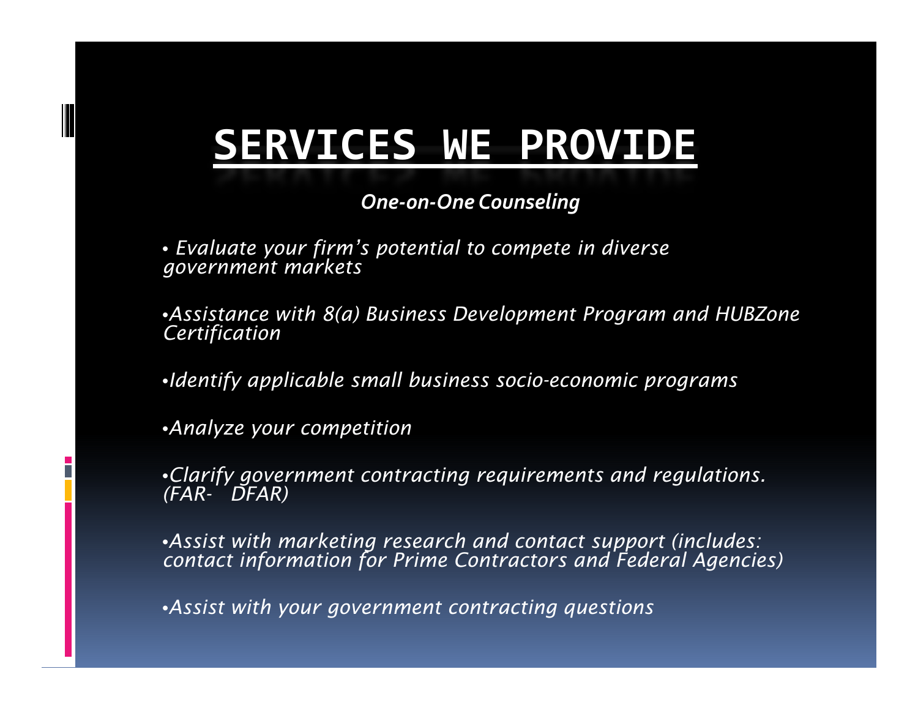# SERVICES WE PROVIDE

***One-on-One Counseling***

- *Evaluate your firm's potential to compete in diverse government markets*
- *Assistance with 8(a) Business Development Program and HUBZone Certification*
- *Identify applicable small business socio-economic programs*
- *Analyze your competition*
- *Clarify government contracting requirements and regulations. (FAR- DFAR)*
- *Assist with marketing research and contact support (includes: contact information for Prime Contractors and Federal Agencies)*
- *Assist with your government contracting questions*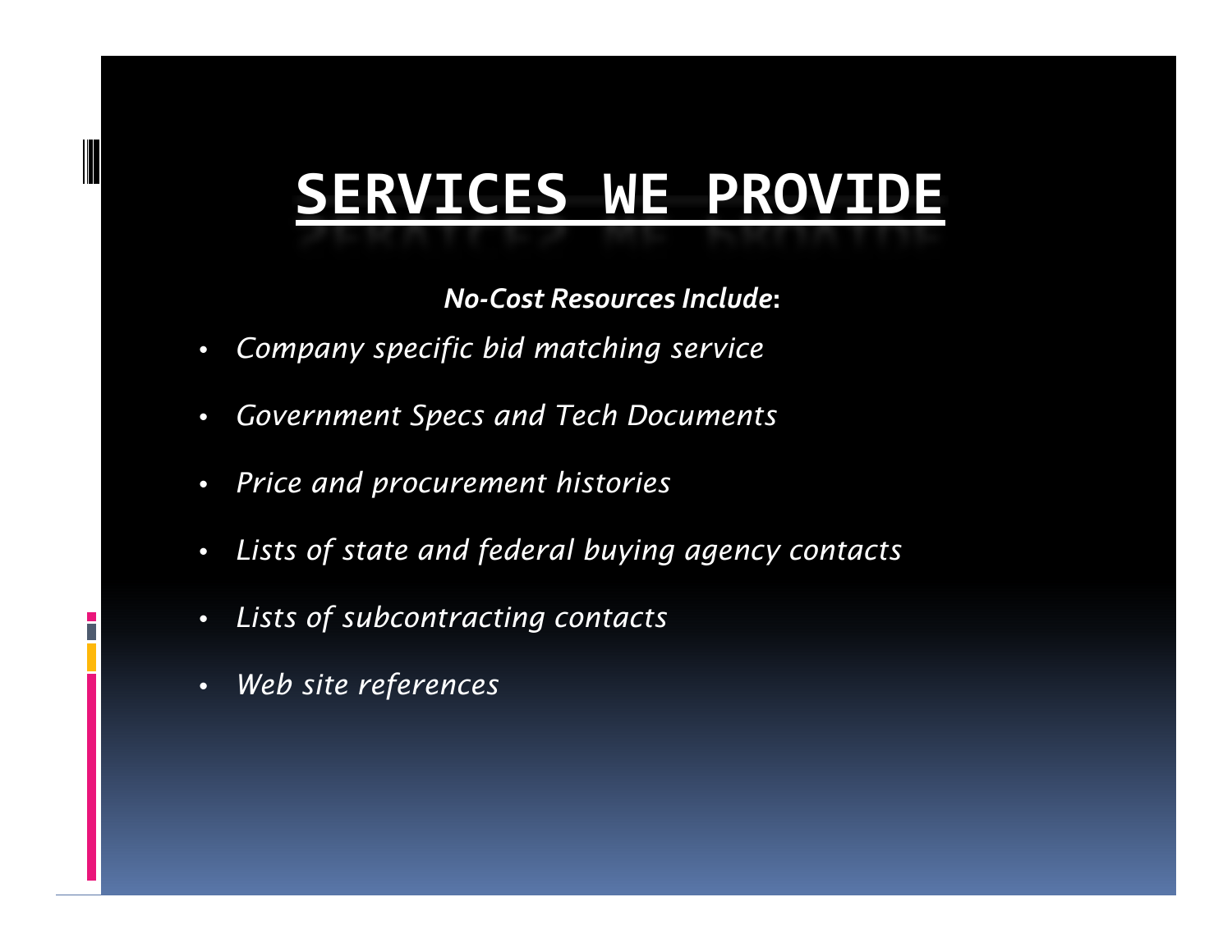# SERVICES WE PROVIDE

***No-Cost Resources Include*:**

- *Company specific bid matching service*
- *Government Specs and Tech Documents*
- *Price and procurement histories*
- *Lists of state and federal buying agency contacts*
- *Lists of subcontracting contacts*
- *Web site references*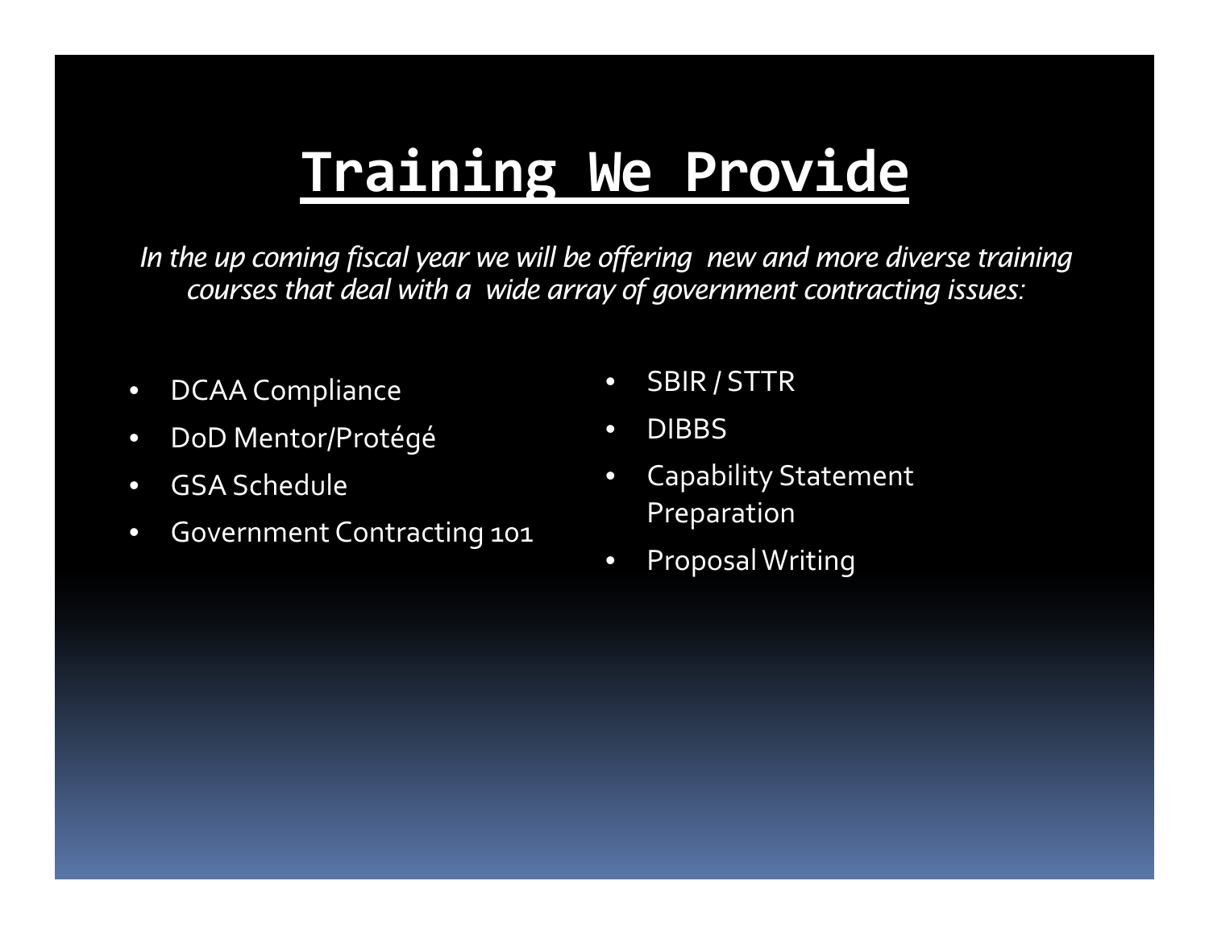# Training We Provide

*In the up coming fiscal year we will be offering new and more diverse training courses that deal with a wide array of government contracting issues:*

- DCAA Compliance
- DoD Mentor/Protégé
- GSA Schedule
- Government Contracting 101
- SBIR / STTR
- DIBBS
- Capability Statement Preparation
- Proposal Writing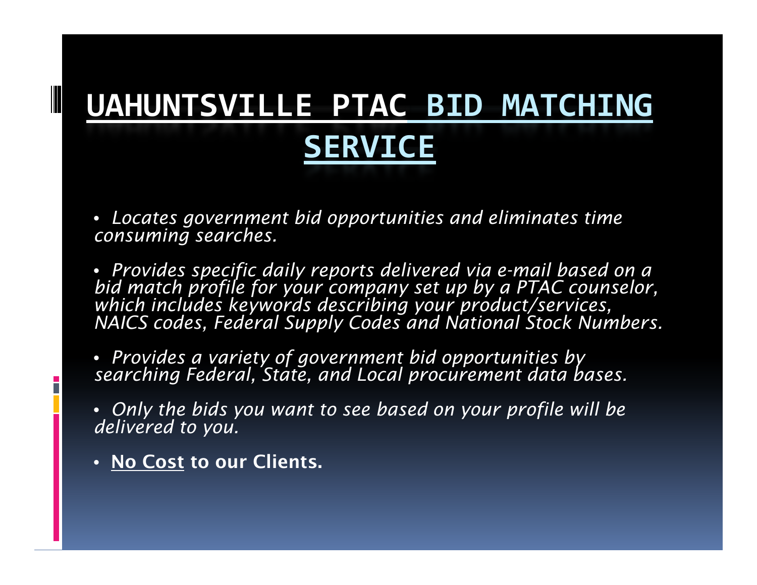# UAHUNTSVILLE PTAC BID MATCHING SERVICE

- *Locates government bid opportunities and eliminates time consuming searches.*
- *Provides specific daily reports delivered via e-mail based on a bid match profile for your company set up by a PTAC counselor, which includes keywords describing your product/services, NAICS codes, Federal Supply Codes and National Stock Numbers.*
- *Provides a variety of government bid opportunities by searching Federal, State, and Local procurement data bases.*
- *Only the bids you want to see based on your profile will be delivered to you.*
- **No Cost to our Clients.**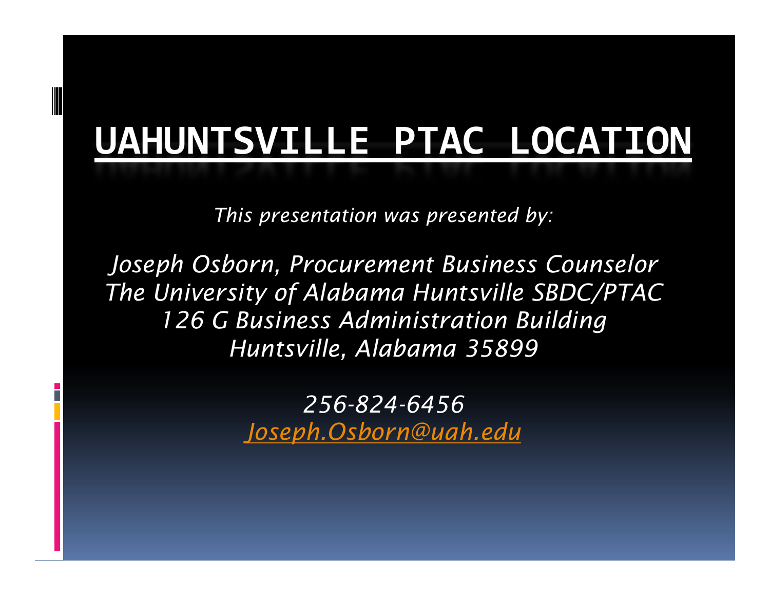# UAHUNTSVILLE PTAC LOCATION

*This presentation was presented by:*

*Joseph Osborn, Procurement Business Counselor*
*The University of Alabama Huntsville SBDC/PTAC*
*126 G Business Administration Building*
*Huntsville, Alabama 35899*

*256-824-6456*
*Joseph.Osborn@uah.edu*